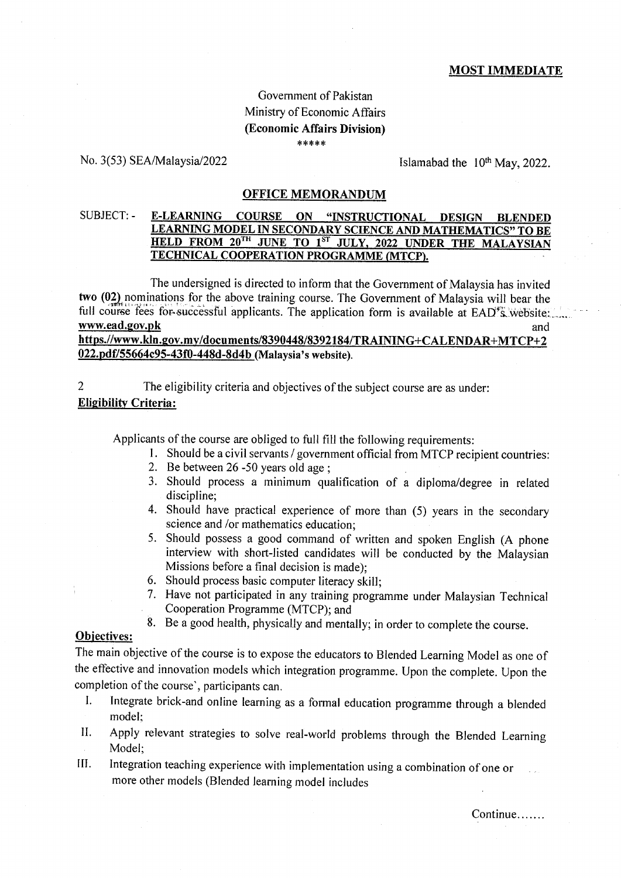**MOST IMMEDIATE**

Government of Pakistan
Ministry of Economic Affairs
**(Economic Affairs Division)**
\*\*\*\*\*

No. 3(53) SEA/Malaysia/2022

Islamabad the 10th May, 2022.

## OFFICE MEMORANDUM

SUBJECT: - **E-LEARNING COURSE ON "INSTRUCTIONAL DESIGN BLENDED LEARNING MODEL IN SECONDARY SCIENCE AND MATHEMATICS" TO BE HELD FROM 20TH JUNE TO 1ST JULY, 2022 UNDER THE MALAYSIAN TECHNICAL COOPERATION PROGRAMME (MTCP).**

The undersigned is directed to inform that the Government of Malaysia has invited **two (02)** nominations for the above training course. The Government of Malaysia will bear the full course fees for successful applicants. The application form is available at EAD's website: **www.ead.gov.pk** and **https.//www.kln.gov.my/documents/8390448/8392184/TRAINING+CALENDAR+MTCP+2022.pdf/55664c95-43f0-448d-8d4b (Malaysia's website).**

2 The eligibility criteria and objectives of the subject course are as under:

**Eligibility Criteria:**

Applicants of the course are obliged to full fill the following requirements:

1. Should be a civil servants / government official from MTCP recipient countries:
2. Be between 26 -50 years old age ;
3. Should process a minimum qualification of a diploma/degree in related discipline;
4. Should have practical experience of more than (5) years in the secondary science and /or mathematics education;
5. Should possess a good command of written and spoken English (A phone interview with short-listed candidates will be conducted by the Malaysian Missions before a final decision is made);
6. Should process basic computer literacy skill;
7. Have not participated in any training programme under Malaysian Technical Cooperation Programme (MTCP); and
8. Be a good health, physically and mentally; in order to complete the course.

**Objectives:**

The main objective of the course is to expose the educators to Blended Learning Model as one of the effective and innovation models which integration programme. Upon the complete. Upon the completion of the course`, participants can.

I. Integrate brick-and online learning as a formal education programme through a blended model;
II. Apply relevant strategies to solve real-world problems through the Blended Learning Model;
III. Integration teaching experience with implementation using a combination of one or more other models (Blended learning model includes

Continue.......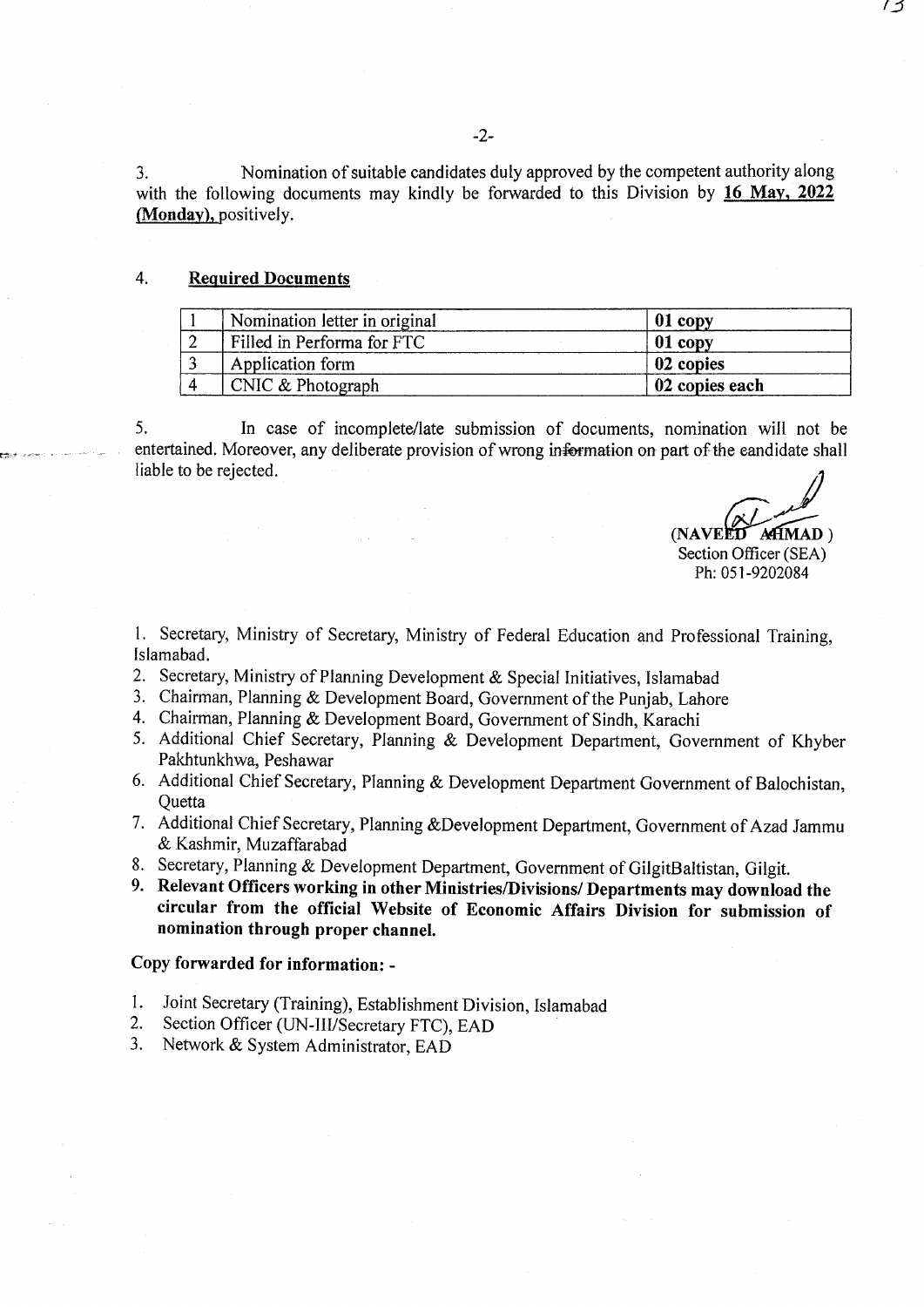3. Nomination of suitable candidates duly approved by the competent authority along with the following documents may kindly be forwarded to this Division by **16 May, 2022 (Monday),** positively.

4. **Required Documents**

| | | |
|---|---|---|
| 1 | Nomination letter in original | **01 copy** |
| 2 | Filled in Performa for FTC | **01 copy** |
| 3 | Application form | **02 copies** |
| 4 | CNIC & Photograph | **02 copies each** |

5. In case of incomplete/late submission of documents, nomination will not be entertained. Moreover, any deliberate provision of wrong information on part of the candidate shall liable to be rejected.

(NAVEED AHMAD)
Section Officer (SEA)
Ph: 051-9202084

1. Secretary, Ministry of Secretary, Ministry of Federal Education and Professional Training, Islamabad.
2. Secretary, Ministry of Planning Development & Special Initiatives, Islamabad
3. Chairman, Planning & Development Board, Government of the Punjab, Lahore
4. Chairman, Planning & Development Board, Government of Sindh, Karachi
5. Additional Chief Secretary, Planning & Development Department, Government of Khyber Pakhtunkhwa, Peshawar
6. Additional Chief Secretary, Planning & Development Department Government of Balochistan, Quetta
7. Additional Chief Secretary, Planning &Development Department, Government of Azad Jammu & Kashmir, Muzaffarabad
8. Secretary, Planning & Development Department, Government of GilgitBaltistan, Gilgit.
9. **Relevant Officers working in other Ministries/Divisions/ Departments may download the circular from the official Website of Economic Affairs Division for submission of nomination through proper channel.**

**Copy forwarded for information: -**

1. Joint Secretary (Training), Establishment Division, Islamabad
2. Section Officer (UN-III/Secretary FTC), EAD
3. Network & System Administrator, EAD